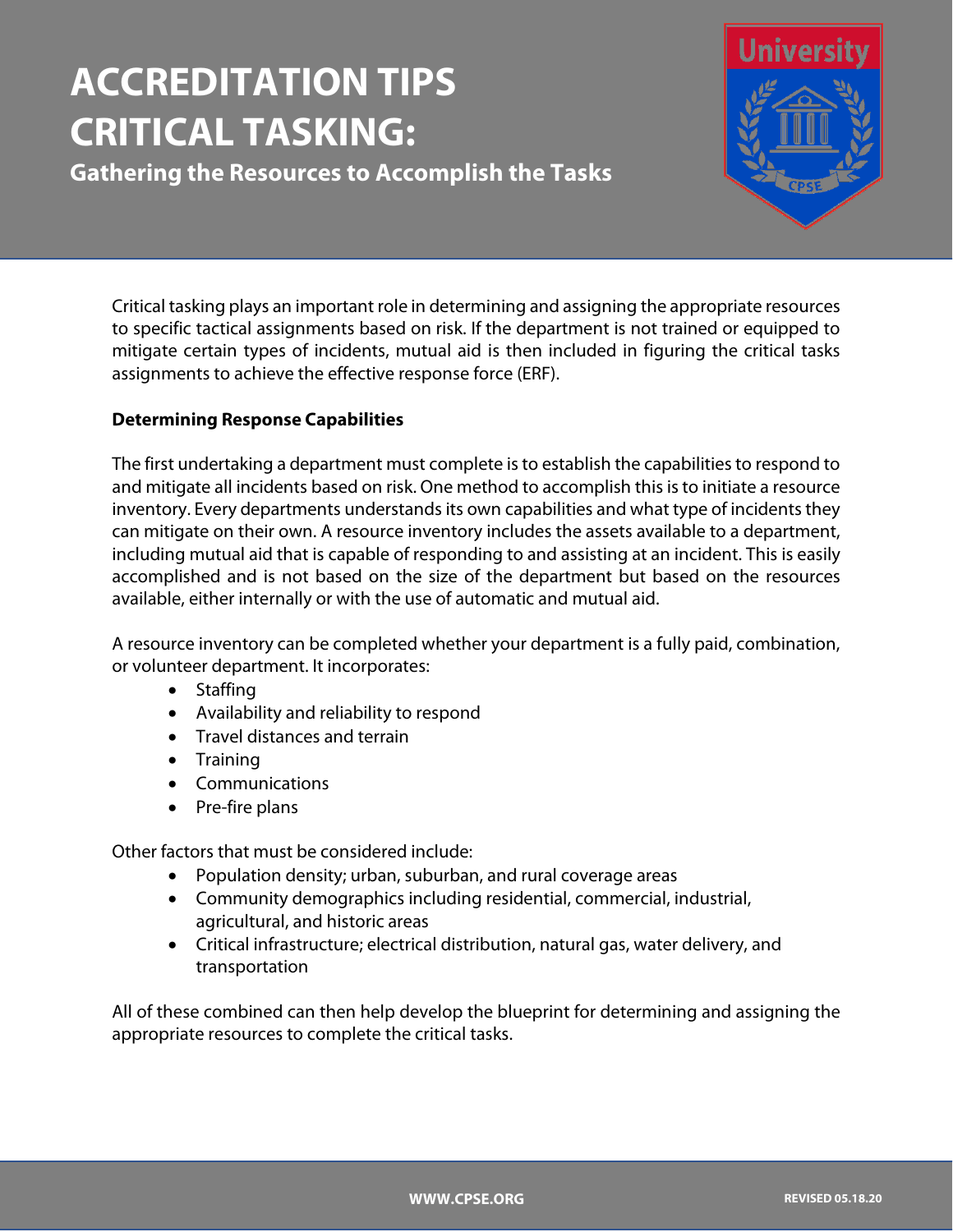# ACCREDITATION TIPS CRITICAL TASKING:

## Gathering the Resources to Accomplish the Tasks

Critical tasking plays an important role in determining and assigning the appropriate resources to specific tactical assignments based on risk. If the department is not trained or equipped to mitigate certain types of incidents, mutual aid is then included in figuring the critical tasks assignments to achieve the effective response force (ERF).

**Determining Response Capabilities**

The first undertaking a department must complete is to establish the capabilities to respond to and mitigate all incidents based on risk. One method to accomplish this is to initiate a resource inventory. Every departments understands its own capabilities and what type of incidents they can mitigate on their own. A resource inventory includes the assets available to a department, including mutual aid that is capable of responding to and assisting at an incident. This is easily accomplished and is not based on the size of the department but based on the resources available, either internally or with the use of automatic and mutual aid.

A resource inventory can be completed whether your department is a fully paid, combination, or volunteer department. It incorporates:

- Staffing
- Availability and reliability to respond
- Travel distances and terrain
- Training
- Communications
- Pre-fire plans

Other factors that must be considered include:

- Population density; urban, suburban, and rural coverage areas
- Community demographics including residential, commercial, industrial, agricultural, and historic areas
- Critical infrastructure; electrical distribution, natural gas, water delivery, and transportation

All of these combined can then help develop the blueprint for determining and assigning the appropriate resources to complete the critical tasks.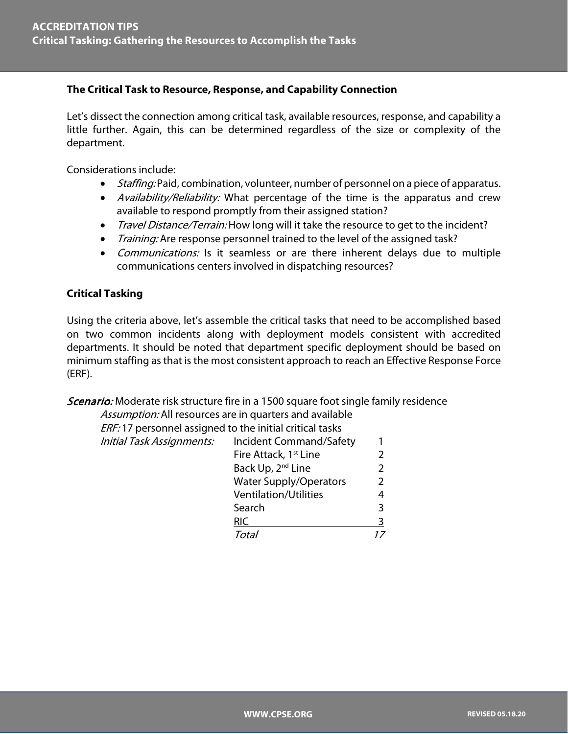### The Critical Task to Resource, Response, and Capability Connection

Let's dissect the connection among critical task, available resources, response, and capability a little further. Again, this can be determined regardless of the size or complexity of the department.

Considerations include:

- *Staffing:* Paid, combination, volunteer, number of personnel on a piece of apparatus.
- *Availability/Reliability:* What percentage of the time is the apparatus and crew available to respond promptly from their assigned station?
- *Travel Distance/Terrain:* How long will it take the resource to get to the incident?
- *Training:* Are response personnel trained to the level of the assigned task?
- *Communications:* Is it seamless or are there inherent delays due to multiple communications centers involved in dispatching resources?

### Critical Tasking

Using the criteria above, let's assemble the critical tasks that need to be accomplished based on two common incidents along with deployment models consistent with accredited departments. It should be noted that department specific deployment should be based on minimum staffing as that is the most consistent approach to reach an Effective Response Force (ERF).

***Scenario:*** Moderate risk structure fire in a 1500 square foot single family residence

*Assumption:* All resources are in quarters and available

*ERF:* 17 personnel assigned to the initial critical tasks

*Initial Task Assignments:*

| Task | Personnel |
| --- | --- |
| Incident Command/Safety | 1 |
| Fire Attack, 1st Line | 2 |
| Back Up, 2nd Line | 2 |
| Water Supply/Operators | 2 |
| Ventilation/Utilities | 4 |
| Search | 3 |
| RIC | 3 |
| *Total* | *17* |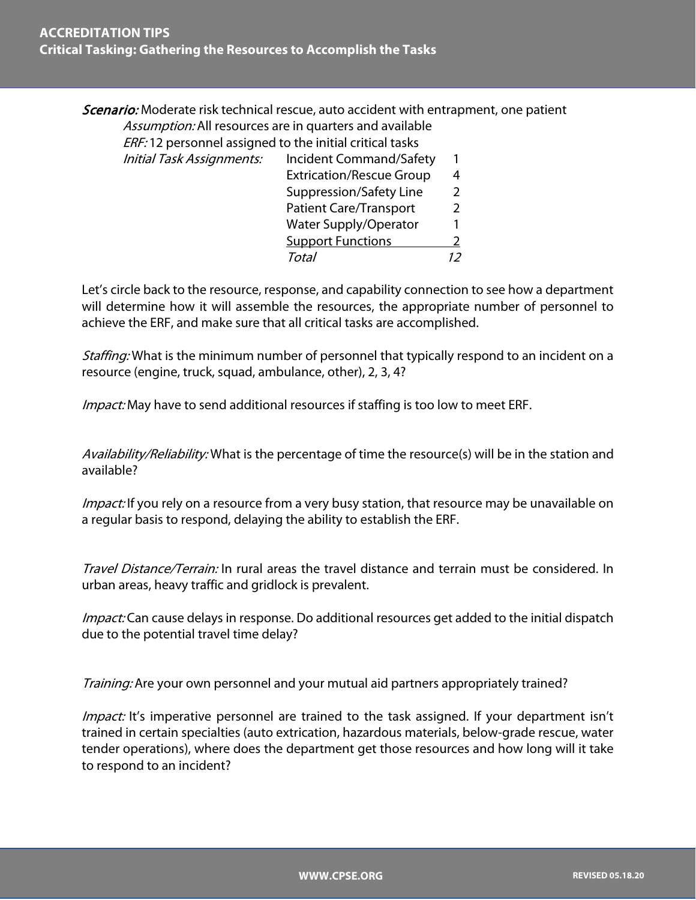***Scenario:*** Moderate risk technical rescue, auto accident with entrapment, one patient

*Assumption:* All resources are in quarters and available

*ERF:* 12 personnel assigned to the initial critical tasks

| *Initial Task Assignments:* | | |
|---|---|---|
| | Incident Command/Safety | 1 |
| | Extrication/Rescue Group | 4 |
| | Suppression/Safety Line | 2 |
| | Patient Care/Transport | 2 |
| | Water Supply/Operator | 1 |
| | Support Functions | 2 |
| | *Total* | *12* |

Let's circle back to the resource, response, and capability connection to see how a department will determine how it will assemble the resources, the appropriate number of personnel to achieve the ERF, and make sure that all critical tasks are accomplished.

*Staffing:* What is the minimum number of personnel that typically respond to an incident on a resource (engine, truck, squad, ambulance, other), 2, 3, 4?

*Impact:* May have to send additional resources if staffing is too low to meet ERF.

*Availability/Reliability:* What is the percentage of time the resource(s) will be in the station and available?

*Impact:* If you rely on a resource from a very busy station, that resource may be unavailable on a regular basis to respond, delaying the ability to establish the ERF.

*Travel Distance/Terrain:* In rural areas the travel distance and terrain must be considered. In urban areas, heavy traffic and gridlock is prevalent.

*Impact:* Can cause delays in response. Do additional resources get added to the initial dispatch due to the potential travel time delay?

*Training:* Are your own personnel and your mutual aid partners appropriately trained?

*Impact:* It's imperative personnel are trained to the task assigned. If your department isn't trained in certain specialties (auto extrication, hazardous materials, below-grade rescue, water tender operations), where does the department get those resources and how long will it take to respond to an incident?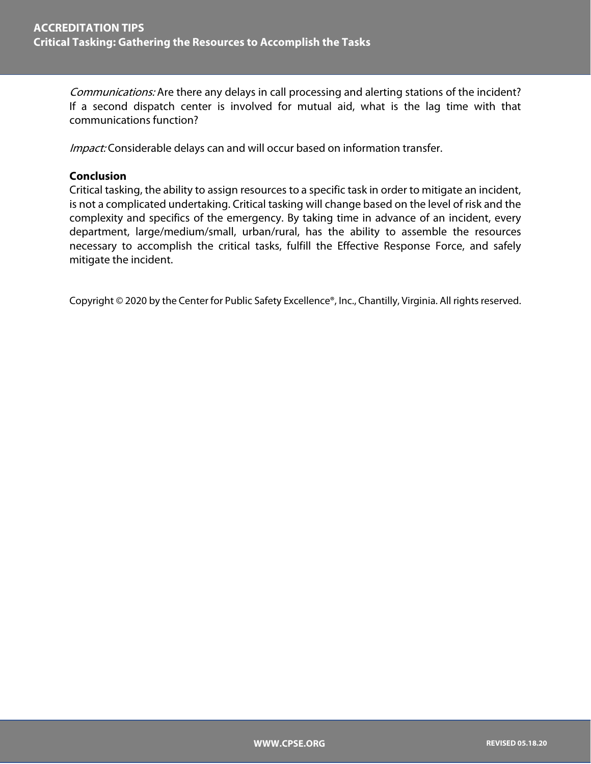*Communications:* Are there any delays in call processing and alerting stations of the incident? If a second dispatch center is involved for mutual aid, what is the lag time with that communications function?

*Impact:* Considerable delays can and will occur based on information transfer.

**Conclusion**

Critical tasking, the ability to assign resources to a specific task in order to mitigate an incident, is not a complicated undertaking. Critical tasking will change based on the level of risk and the complexity and specifics of the emergency. By taking time in advance of an incident, every department, large/medium/small, urban/rural, has the ability to assemble the resources necessary to accomplish the critical tasks, fulfill the Effective Response Force, and safely mitigate the incident.

Copyright © 2020 by the Center for Public Safety Excellence®, Inc., Chantilly, Virginia. All rights reserved.